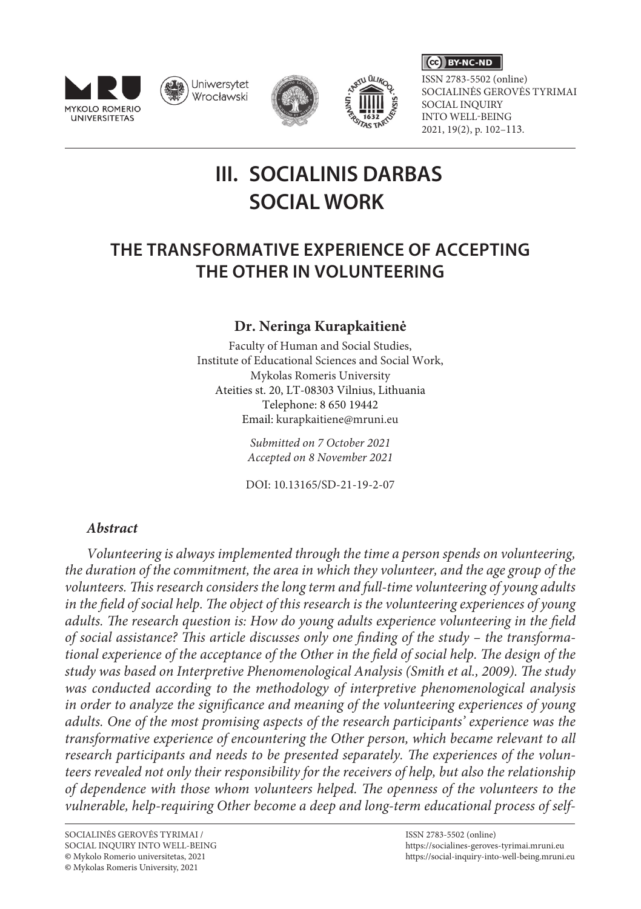ISSN 2783-5502 (online)
SOCIALINĖS GEROVĖS TYRIMAI
SOCIAL INQUIRY
INTO WELL-BEING
2021, 19(2), p. 102–113.

# III. SOCIALINIS DARBAS SOCIAL WORK

## THE TRANSFORMATIVE EXPERIENCE OF ACCEPTING THE OTHER IN VOLUNTEERING

**Dr. Neringa Kurapkaitienė**

Faculty of Human and Social Studies,
Institute of Educational Sciences and Social Work,
Mykolas Romeris University
Ateities st. 20, LT-08303 Vilnius, Lithuania
Telephone: 8 650 19442
Email: kurapkaitiene@mruni.eu

*Submitted on 7 October 2021*
*Accepted on 8 November 2021*

DOI: 10.13165/SD-21-19-2-07

### *Abstract*

*Volunteering is always implemented through the time a person spends on volunteering, the duration of the commitment, the area in which they volunteer, and the age group of the volunteers. This research considers the long term and full-time volunteering of young adults in the field of social help. The object of this research is the volunteering experiences of young adults. The research question is: How do young adults experience volunteering in the field of social assistance? This article discusses only one finding of the study – the transformational experience of the acceptance of the Other in the field of social help. The design of the study was based on Interpretive Phenomenological Analysis (Smith et al., 2009). The study was conducted according to the methodology of interpretive phenomenological analysis in order to analyze the significance and meaning of the volunteering experiences of young adults. One of the most promising aspects of the research participants' experience was the transformative experience of encountering the Other person, which became relevant to all research participants and needs to be presented separately. The experiences of the volunteers revealed not only their responsibility for the receivers of help, but also the relationship of dependence with those whom volunteers helped. The openness of the volunteers to the vulnerable, help-requiring Other become a deep and long-term educational process of self-*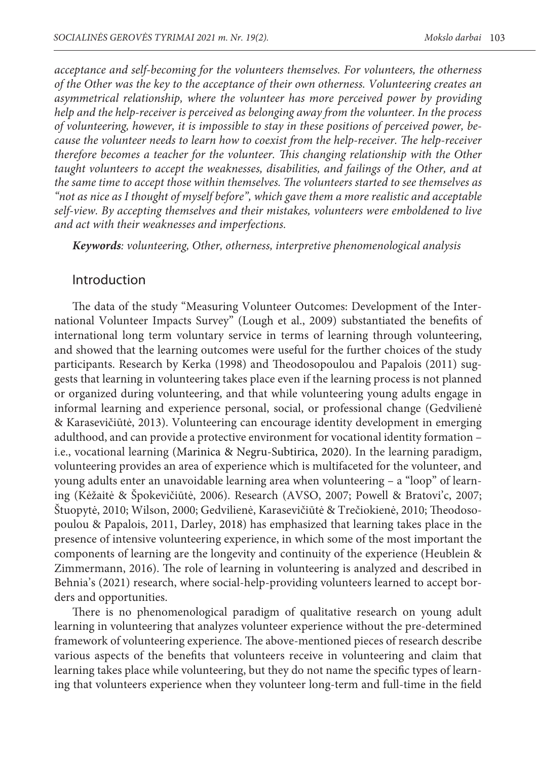*acceptance and self-becoming for the volunteers themselves. For volunteers, the otherness of the Other was the key to the acceptance of their own otherness. Volunteering creates an asymmetrical relationship, where the volunteer has more perceived power by providing help and the help-receiver is perceived as belonging away from the volunteer. In the process of volunteering, however, it is impossible to stay in these positions of perceived power, because the volunteer needs to learn how to coexist from the help-receiver. The help-receiver therefore becomes a teacher for the volunteer. This changing relationship with the Other taught volunteers to accept the weaknesses, disabilities, and failings of the Other, and at the same time to accept those within themselves. The volunteers started to see themselves as "not as nice as I thought of myself before", which gave them a more realistic and acceptable self-view. By accepting themselves and their mistakes, volunteers were emboldened to live and act with their weaknesses and imperfections.*

***Keywords**: volunteering, Other, otherness, interpretive phenomenological analysis*

## Introduction

The data of the study "Measuring Volunteer Outcomes: Development of the International Volunteer Impacts Survey" (Lough et al., 2009) substantiated the benefits of international long term voluntary service in terms of learning through volunteering, and showed that the learning outcomes were useful for the further choices of the study participants. Research by Kerka (1998) and Theodosopoulou and Papalois (2011) suggests that learning in volunteering takes place even if the learning process is not planned or organized during volunteering, and that while volunteering young adults engage in informal learning and experience personal, social, or professional change (Gedvilienė & Karasevičiūtė, 2013). Volunteering can encourage identity development in emerging adulthood, and can provide a protective environment for vocational identity formation – i.e., vocational learning (Marinica & Negru-Subtirica, 2020). In the learning paradigm, volunteering provides an area of experience which is multifaceted for the volunteer, and young adults enter an unavoidable learning area when volunteering – a "loop" of learning (Kėžaitė & Špokevičiūtė, 2006). Research (AVSO, 2007; Powell & Bratovi'c, 2007; Štuopytė, 2010; Wilson, 2000; Gedvilienė, Karasevičiūtė & Trečiokienė, 2010; Theodosopoulou & Papalois, 2011, Darley, 2018) has emphasized that learning takes place in the presence of intensive volunteering experience, in which some of the most important the components of learning are the longevity and continuity of the experience (Heublein & Zimmermann, 2016). The role of learning in volunteering is analyzed and described in Behnia's (2021) research, where social-help-providing volunteers learned to accept borders and opportunities.

There is no phenomenological paradigm of qualitative research on young adult learning in volunteering that analyzes volunteer experience without the pre-determined framework of volunteering experience. The above-mentioned pieces of research describe various aspects of the benefits that volunteers receive in volunteering and claim that learning takes place while volunteering, but they do not name the specific types of learning that volunteers experience when they volunteer long-term and full-time in the field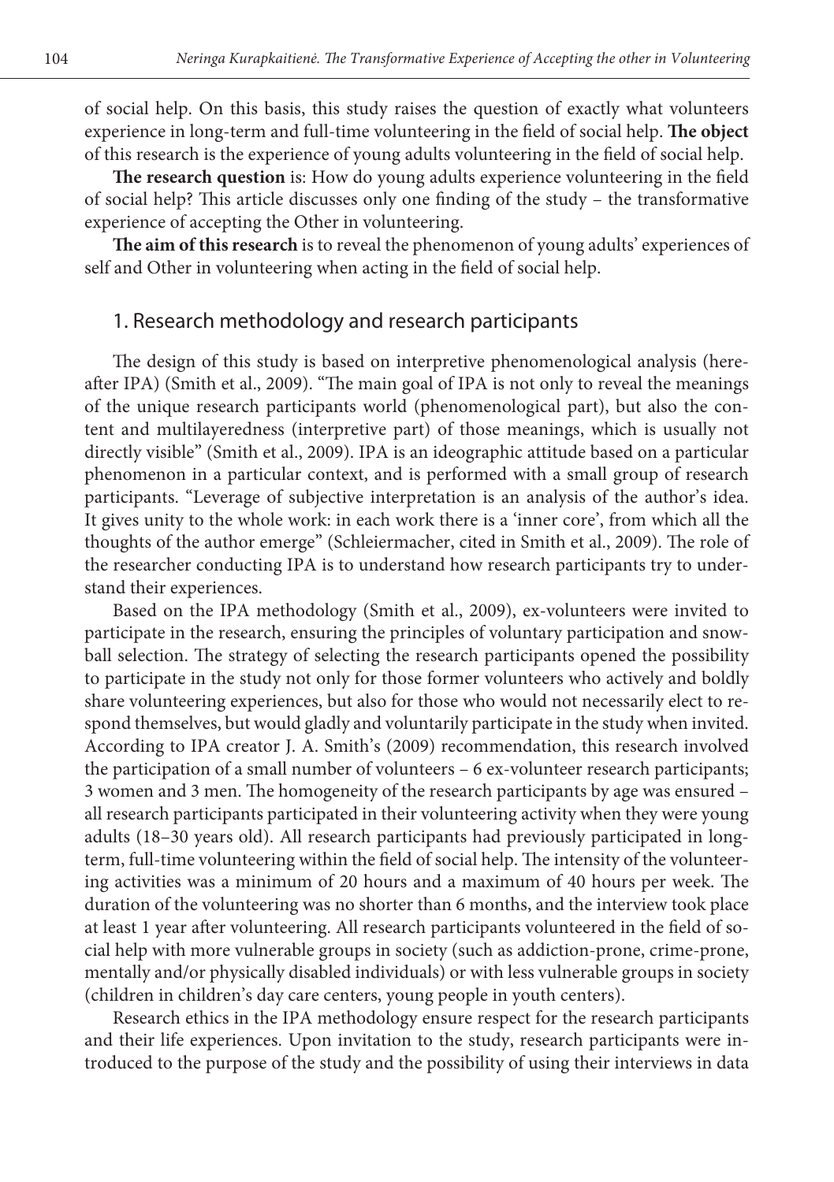of social help. On this basis, this study raises the question of exactly what volunteers experience in long-term and full-time volunteering in the field of social help. **The object** of this research is the experience of young adults volunteering in the field of social help.

**The research question** is: How do young adults experience volunteering in the field of social help? This article discusses only one finding of the study – the transformative experience of accepting the Other in volunteering.

**The aim of this research** is to reveal the phenomenon of young adults' experiences of self and Other in volunteering when acting in the field of social help.

## 1. Research methodology and research participants

The design of this study is based on interpretive phenomenological analysis (hereafter IPA) (Smith et al., 2009). "The main goal of IPA is not only to reveal the meanings of the unique research participants world (phenomenological part), but also the content and multilayeredness (interpretive part) of those meanings, which is usually not directly visible" (Smith et al., 2009). IPA is an ideographic attitude based on a particular phenomenon in a particular context, and is performed with a small group of research participants. "Leverage of subjective interpretation is an analysis of the author's idea. It gives unity to the whole work: in each work there is a 'inner core', from which all the thoughts of the author emerge" (Schleiermacher, cited in Smith et al., 2009). The role of the researcher conducting IPA is to understand how research participants try to understand their experiences.

Based on the IPA methodology (Smith et al., 2009), ex-volunteers were invited to participate in the research, ensuring the principles of voluntary participation and snowball selection. The strategy of selecting the research participants opened the possibility to participate in the study not only for those former volunteers who actively and boldly share volunteering experiences, but also for those who would not necessarily elect to respond themselves, but would gladly and voluntarily participate in the study when invited. According to IPA creator J. A. Smith's (2009) recommendation, this research involved the participation of a small number of volunteers – 6 ex-volunteer research participants; 3 women and 3 men. The homogeneity of the research participants by age was ensured – all research participants participated in their volunteering activity when they were young adults (18–30 years old). All research participants had previously participated in long-term, full-time volunteering within the field of social help. The intensity of the volunteering activities was a minimum of 20 hours and a maximum of 40 hours per week. The duration of the volunteering was no shorter than 6 months, and the interview took place at least 1 year after volunteering. All research participants volunteered in the field of social help with more vulnerable groups in society (such as addiction-prone, crime-prone, mentally and/or physically disabled individuals) or with less vulnerable groups in society (children in children's day care centers, young people in youth centers).

Research ethics in the IPA methodology ensure respect for the research participants and their life experiences. Upon invitation to the study, research participants were introduced to the purpose of the study and the possibility of using their interviews in data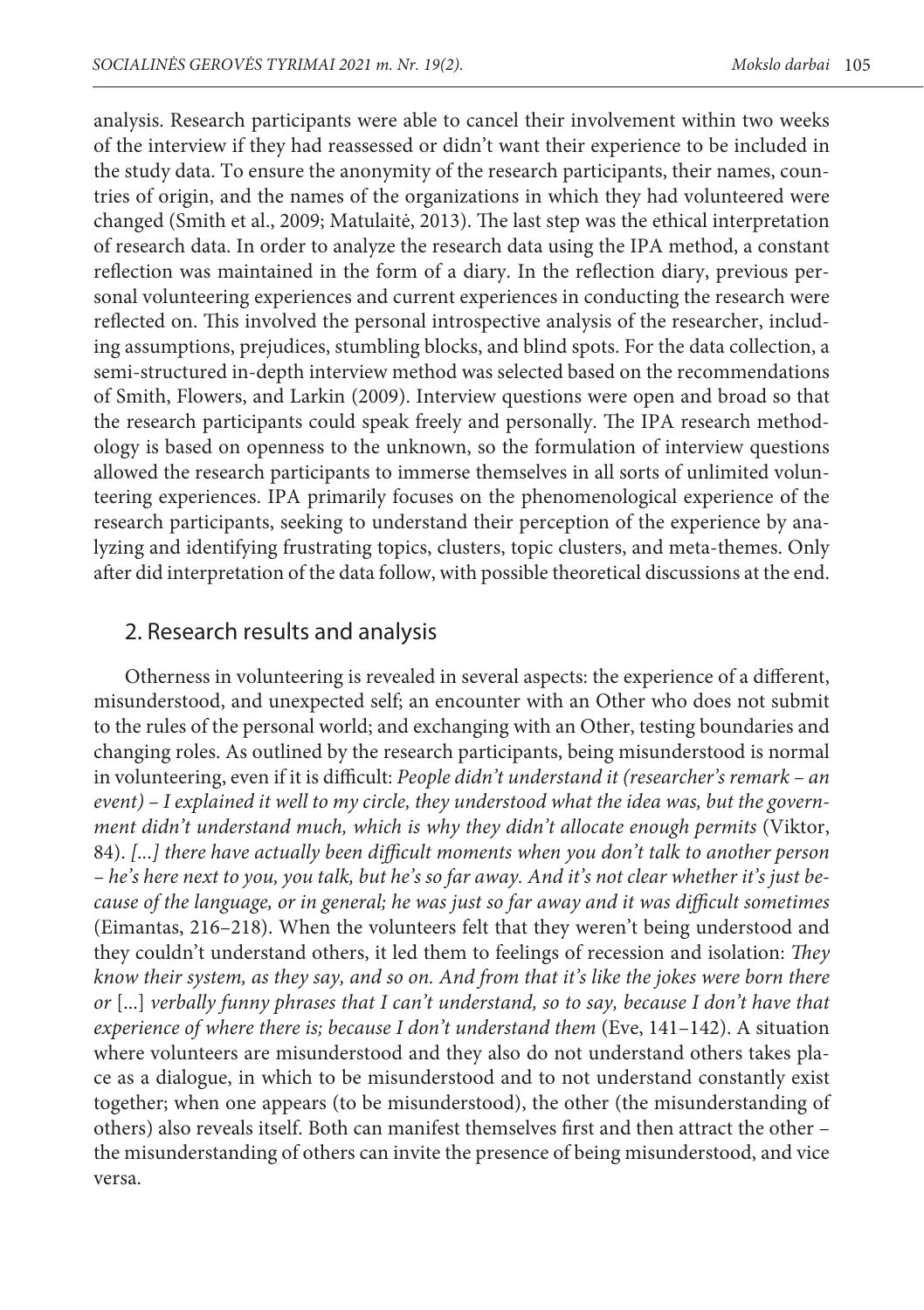analysis. Research participants were able to cancel their involvement within two weeks of the interview if they had reassessed or didn't want their experience to be included in the study data. To ensure the anonymity of the research participants, their names, countries of origin, and the names of the organizations in which they had volunteered were changed (Smith et al., 2009; Matulaitė, 2013). The last step was the ethical interpretation of research data. In order to analyze the research data using the IPA method, a constant reflection was maintained in the form of a diary. In the reflection diary, previous personal volunteering experiences and current experiences in conducting the research were reflected on. This involved the personal introspective analysis of the researcher, including assumptions, prejudices, stumbling blocks, and blind spots. For the data collection, a semi-structured in-depth interview method was selected based on the recommendations of Smith, Flowers, and Larkin (2009). Interview questions were open and broad so that the research participants could speak freely and personally. The IPA research methodology is based on openness to the unknown, so the formulation of interview questions allowed the research participants to immerse themselves in all sorts of unlimited volunteering experiences. IPA primarily focuses on the phenomenological experience of the research participants, seeking to understand their perception of the experience by analyzing and identifying frustrating topics, clusters, topic clusters, and meta-themes. Only after did interpretation of the data follow, with possible theoretical discussions at the end.

## 2. Research results and analysis

Otherness in volunteering is revealed in several aspects: the experience of a different, misunderstood, and unexpected self; an encounter with an Other who does not submit to the rules of the personal world; and exchanging with an Other, testing boundaries and changing roles. As outlined by the research participants, being misunderstood is normal in volunteering, even if it is difficult: *People didn't understand it (researcher's remark – an event) – I explained it well to my circle, they understood what the idea was, but the government didn't understand much, which is why they didn't allocate enough permits* (Viktor, 84). *[...] there have actually been difficult moments when you don't talk to another person – he's here next to you, you talk, but he's so far away. And it's not clear whether it's just because of the language, or in general; he was just so far away and it was difficult sometimes* (Eimantas, 216–218). When the volunteers felt that they weren't being understood and they couldn't understand others, it led them to feelings of recession and isolation: *They know their system, as they say, and so on. And from that it's like the jokes were born there or* [...] *verbally funny phrases that I can't understand, so to say, because I don't have that experience of where there is; because I don't understand them* (Eve, 141–142). A situation where volunteers are misunderstood and they also do not understand others takes place as a dialogue, in which to be misunderstood and to not understand constantly exist together; when one appears (to be misunderstood), the other (the misunderstanding of others) also reveals itself. Both can manifest themselves first and then attract the other – the misunderstanding of others can invite the presence of being misunderstood, and vice versa.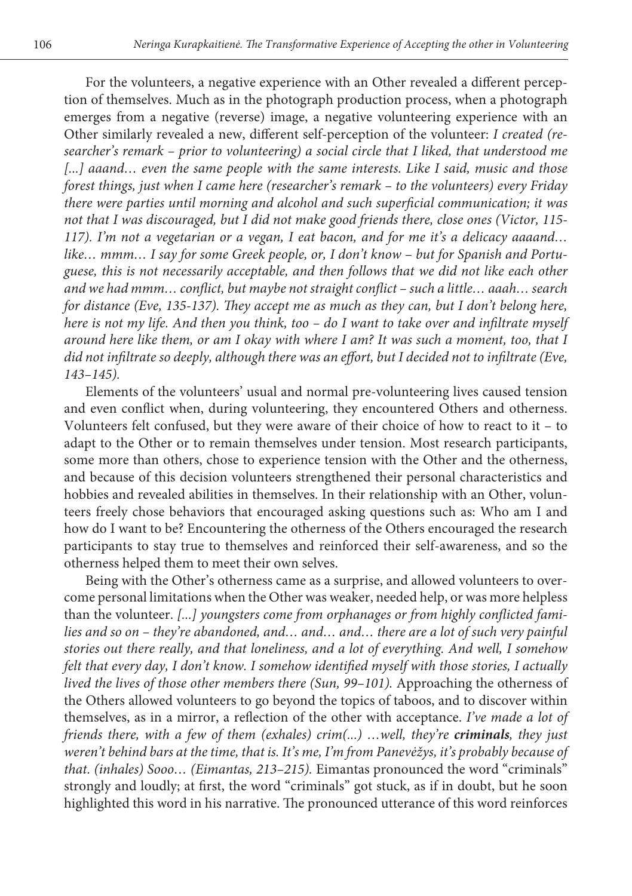For the volunteers, a negative experience with an Other revealed a different perception of themselves. Much as in the photograph production process, when a photograph emerges from a negative (reverse) image, a negative volunteering experience with an Other similarly revealed a new, different self-perception of the volunteer: *I created (researcher's remark – prior to volunteering) a social circle that I liked, that understood me [...] aaand… even the same people with the same interests. Like I said, music and those forest things, just when I came here (researcher's remark – to the volunteers) every Friday there were parties until morning and alcohol and such superficial communication; it was not that I was discouraged, but I did not make good friends there, close ones (Victor, 115-117). I'm not a vegetarian or a vegan, I eat bacon, and for me it's a delicacy aaaand… like… mmm… I say for some Greek people, or, I don't know – but for Spanish and Portuguese, this is not necessarily acceptable, and then follows that we did not like each other and we had mmm… conflict, but maybe not straight conflict – such a little… aaah… search for distance (Eve, 135-137). They accept me as much as they can, but I don't belong here, here is not my life. And then you think, too – do I want to take over and infiltrate myself around here like them, or am I okay with where I am? It was such a moment, too, that I did not infiltrate so deeply, although there was an effort, but I decided not to infiltrate (Eve, 143–145).*

Elements of the volunteers' usual and normal pre-volunteering lives caused tension and even conflict when, during volunteering, they encountered Others and otherness. Volunteers felt confused, but they were aware of their choice of how to react to it – to adapt to the Other or to remain themselves under tension. Most research participants, some more than others, chose to experience tension with the Other and the otherness, and because of this decision volunteers strengthened their personal characteristics and hobbies and revealed abilities in themselves. In their relationship with an Other, volunteers freely chose behaviors that encouraged asking questions such as: Who am I and how do I want to be? Encountering the otherness of the Others encouraged the research participants to stay true to themselves and reinforced their self-awareness, and so the otherness helped them to meet their own selves.

Being with the Other's otherness came as a surprise, and allowed volunteers to overcome personal limitations when the Other was weaker, needed help, or was more helpless than the volunteer. *[...] youngsters come from orphanages or from highly conflicted families and so on – they're abandoned, and… and… and… there are a lot of such very painful stories out there really, and that loneliness, and a lot of everything. And well, I somehow felt that every day, I don't know. I somehow identified myself with those stories, I actually lived the lives of those other members there (Sun, 99–101).* Approaching the otherness of the Others allowed volunteers to go beyond the topics of taboos, and to discover within themselves, as in a mirror, a reflection of the other with acceptance. *I've made a lot of friends there, with a few of them (exhales) crim(...) …well, they're **criminals**, they just weren't behind bars at the time, that is. It's me, I'm from Panevėžys, it's probably because of that. (inhales) Sooo… (Eimantas, 213–215).* Eimantas pronounced the word "criminals" strongly and loudly; at first, the word "criminals" got stuck, as if in doubt, but he soon highlighted this word in his narrative. The pronounced utterance of this word reinforces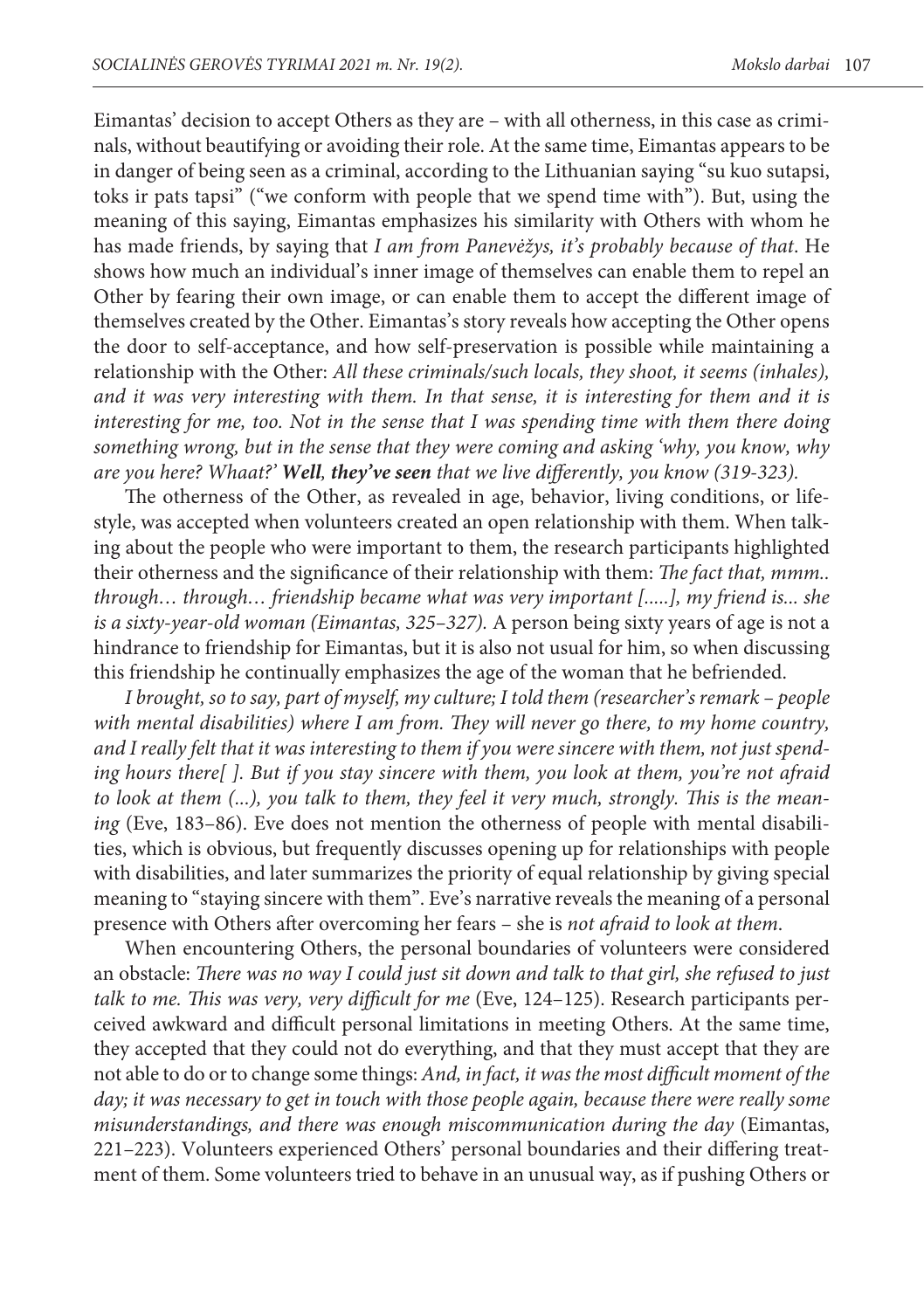Eimantas' decision to accept Others as they are – with all otherness, in this case as criminals, without beautifying or avoiding their role. At the same time, Eimantas appears to be in danger of being seen as a criminal, according to the Lithuanian saying "su kuo sutapsi, toks ir pats tapsi" ("we conform with people that we spend time with"). But, using the meaning of this saying, Eimantas emphasizes his similarity with Others with whom he has made friends, by saying that *I am from Panevėžys, it's probably because of that*. He shows how much an individual's inner image of themselves can enable them to repel an Other by fearing their own image, or can enable them to accept the different image of themselves created by the Other. Eimantas's story reveals how accepting the Other opens the door to self-acceptance, and how self-preservation is possible while maintaining a relationship with the Other: *All these criminals/such locals, they shoot, it seems (inhales), and it was very interesting with them. In that sense, it is interesting for them and it is interesting for me, too. Not in the sense that I was spending time with them there doing something wrong, but in the sense that they were coming and asking 'why, you know, why are you here? Whaat?'* ***Well, they've seen*** *that we live differently, you know (319-323).*

The otherness of the Other, as revealed in age, behavior, living conditions, or lifestyle, was accepted when volunteers created an open relationship with them. When talking about the people who were important to them, the research participants highlighted their otherness and the significance of their relationship with them: *The fact that, mmm.. through… through… friendship became what was very important [.....], my friend is... she is a sixty-year-old woman (Eimantas, 325–327).* A person being sixty years of age is not a hindrance to friendship for Eimantas, but it is also not usual for him, so when discussing this friendship he continually emphasizes the age of the woman that he befriended.

*I brought, so to say, part of myself, my culture; I told them (researcher's remark – people with mental disabilities) where I am from. They will never go there, to my home country, and I really felt that it was interesting to them if you were sincere with them, not just spending hours there[ ]. But if you stay sincere with them, you look at them, you're not afraid to look at them (...), you talk to them, they feel it very much, strongly. This is the meaning* (Eve, 183–86). Eve does not mention the otherness of people with mental disabilities, which is obvious, but frequently discusses opening up for relationships with people with disabilities, and later summarizes the priority of equal relationship by giving special meaning to "staying sincere with them". Eve's narrative reveals the meaning of a personal presence with Others after overcoming her fears – she is *not afraid to look at them*.

When encountering Others, the personal boundaries of volunteers were considered an obstacle: *There was no way I could just sit down and talk to that girl, she refused to just talk to me. This was very, very difficult for me* (Eve, 124–125). Research participants perceived awkward and difficult personal limitations in meeting Others. At the same time, they accepted that they could not do everything, and that they must accept that they are not able to do or to change some things: *And, in fact, it was the most difficult moment of the day; it was necessary to get in touch with those people again, because there were really some misunderstandings, and there was enough miscommunication during the day* (Eimantas, 221–223). Volunteers experienced Others' personal boundaries and their differing treatment of them. Some volunteers tried to behave in an unusual way, as if pushing Others or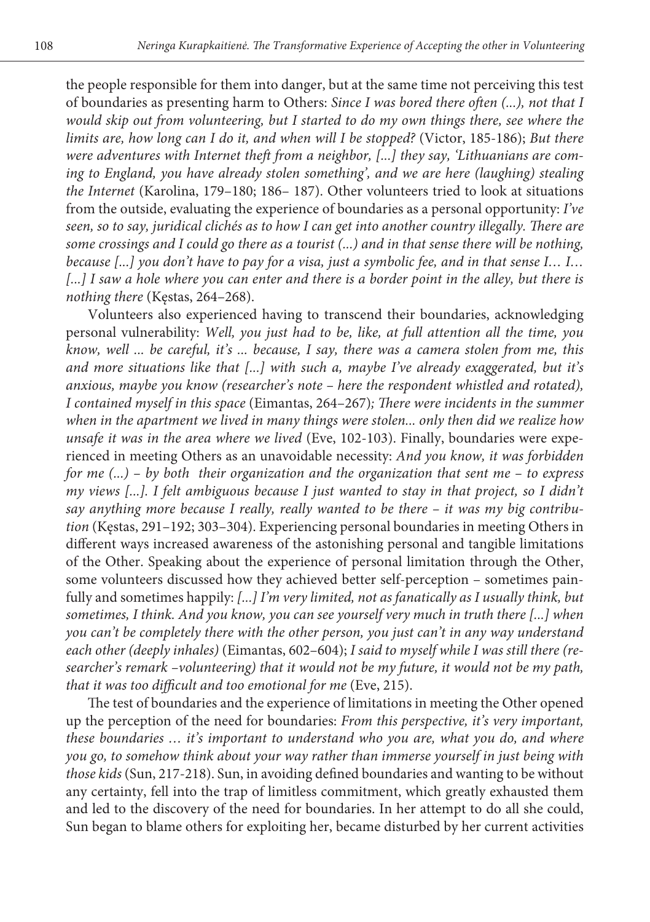the people responsible for them into danger, but at the same time not perceiving this test of boundaries as presenting harm to Others: *Since I was bored there often (...), not that I would skip out from volunteering, but I started to do my own things there, see where the limits are, how long can I do it, and when will I be stopped?* (Victor, 185-186); *But there were adventures with Internet theft from a neighbor, [...] they say, 'Lithuanians are coming to England, you have already stolen something', and we are here (laughing) stealing the Internet* (Karolina, 179–180; 186– 187). Other volunteers tried to look at situations from the outside, evaluating the experience of boundaries as a personal opportunity: *I've seen, so to say, juridical clichés as to how I can get into another country illegally. There are some crossings and I could go there as a tourist (...) and in that sense there will be nothing, because [...] you don't have to pay for a visa, just a symbolic fee, and in that sense I… I… [...] I saw a hole where you can enter and there is a border point in the alley, but there is nothing there* (Kęstas, 264–268).

Volunteers also experienced having to transcend their boundaries, acknowledging personal vulnerability: *Well, you just had to be, like, at full attention all the time, you know, well ... be careful, it's ... because, I say, there was a camera stolen from me, this and more situations like that [...] with such a, maybe I've already exaggerated, but it's anxious, maybe you know (researcher's note – here the respondent whistled and rotated), I contained myself in this space* (Eimantas, 264–267)*; There were incidents in the summer when in the apartment we lived in many things were stolen... only then did we realize how unsafe it was in the area where we lived* (Eve, 102-103). Finally, boundaries were experienced in meeting Others as an unavoidable necessity: *And you know, it was forbidden for me (...) – by both their organization and the organization that sent me – to express my views [...]. I felt ambiguous because I just wanted to stay in that project, so I didn't say anything more because I really, really wanted to be there – it was my big contribution* (Kęstas, 291–192; 303–304). Experiencing personal boundaries in meeting Others in different ways increased awareness of the astonishing personal and tangible limitations of the Other. Speaking about the experience of personal limitation through the Other, some volunteers discussed how they achieved better self-perception – sometimes painfully and sometimes happily: *[...] I'm very limited, not as fanatically as I usually think, but sometimes, I think. And you know, you can see yourself very much in truth there [...] when you can't be completely there with the other person, you just can't in any way understand each other (deeply inhales)* (Eimantas, 602–604); *I said to myself while I was still there (researcher's remark –volunteering) that it would not be my future, it would not be my path, that it was too difficult and too emotional for me* (Eve, 215).

The test of boundaries and the experience of limitations in meeting the Other opened up the perception of the need for boundaries: *From this perspective, it's very important, these boundaries … it's important to understand who you are, what you do, and where you go, to somehow think about your way rather than immerse yourself in just being with those kids* (Sun, 217-218). Sun, in avoiding defined boundaries and wanting to be without any certainty, fell into the trap of limitless commitment, which greatly exhausted them and led to the discovery of the need for boundaries. In her attempt to do all she could, Sun began to blame others for exploiting her, became disturbed by her current activities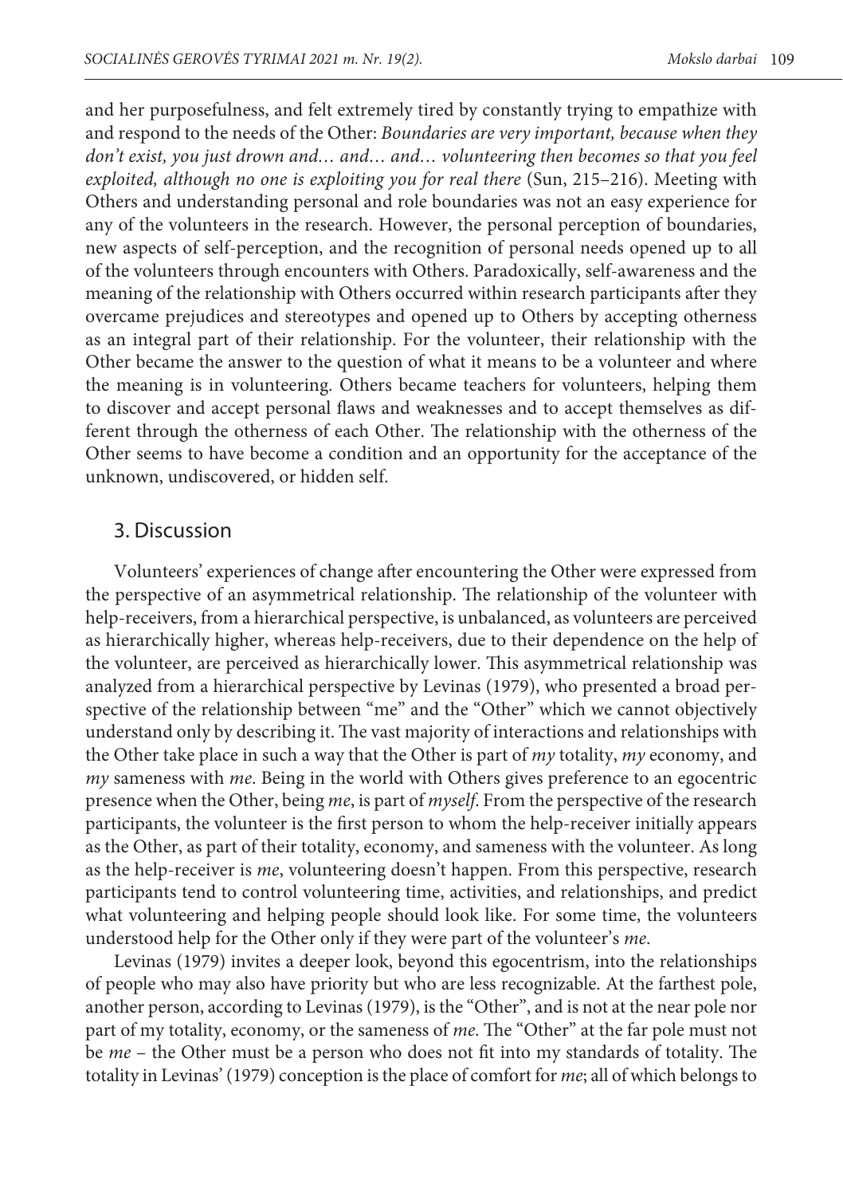and her purposefulness, and felt extremely tired by constantly trying to empathize with and respond to the needs of the Other: *Boundaries are very important, because when they don't exist, you just drown and… and… and… volunteering then becomes so that you feel exploited, although no one is exploiting you for real there* (Sun, 215–216). Meeting with Others and understanding personal and role boundaries was not an easy experience for any of the volunteers in the research. However, the personal perception of boundaries, new aspects of self-perception, and the recognition of personal needs opened up to all of the volunteers through encounters with Others. Paradoxically, self-awareness and the meaning of the relationship with Others occurred within research participants after they overcame prejudices and stereotypes and opened up to Others by accepting otherness as an integral part of their relationship. For the volunteer, their relationship with the Other became the answer to the question of what it means to be a volunteer and where the meaning is in volunteering. Others became teachers for volunteers, helping them to discover and accept personal flaws and weaknesses and to accept themselves as different through the otherness of each Other. The relationship with the otherness of the Other seems to have become a condition and an opportunity for the acceptance of the unknown, undiscovered, or hidden self.

## 3. Discussion

Volunteers' experiences of change after encountering the Other were expressed from the perspective of an asymmetrical relationship. The relationship of the volunteer with help-receivers, from a hierarchical perspective, is unbalanced, as volunteers are perceived as hierarchically higher, whereas help-receivers, due to their dependence on the help of the volunteer, are perceived as hierarchically lower. This asymmetrical relationship was analyzed from a hierarchical perspective by Levinas (1979), who presented a broad perspective of the relationship between "me" and the "Other" which we cannot objectively understand only by describing it. The vast majority of interactions and relationships with the Other take place in such a way that the Other is part of *my* totality, *my* economy, and *my* sameness with *me*. Being in the world with Others gives preference to an egocentric presence when the Other, being *me*, is part of *myself*. From the perspective of the research participants, the volunteer is the first person to whom the help-receiver initially appears as the Other, as part of their totality, economy, and sameness with the volunteer. As long as the help-receiver is *me*, volunteering doesn't happen. From this perspective, research participants tend to control volunteering time, activities, and relationships, and predict what volunteering and helping people should look like. For some time, the volunteers understood help for the Other only if they were part of the volunteer's *me*.

Levinas (1979) invites a deeper look, beyond this egocentrism, into the relationships of people who may also have priority but who are less recognizable. At the farthest pole, another person, according to Levinas (1979), is the "Other", and is not at the near pole nor part of my totality, economy, or the sameness of *me*. The "Other" at the far pole must not be *me* – the Other must be a person who does not fit into my standards of totality. The totality in Levinas' (1979) conception is the place of comfort for *me*; all of which belongs to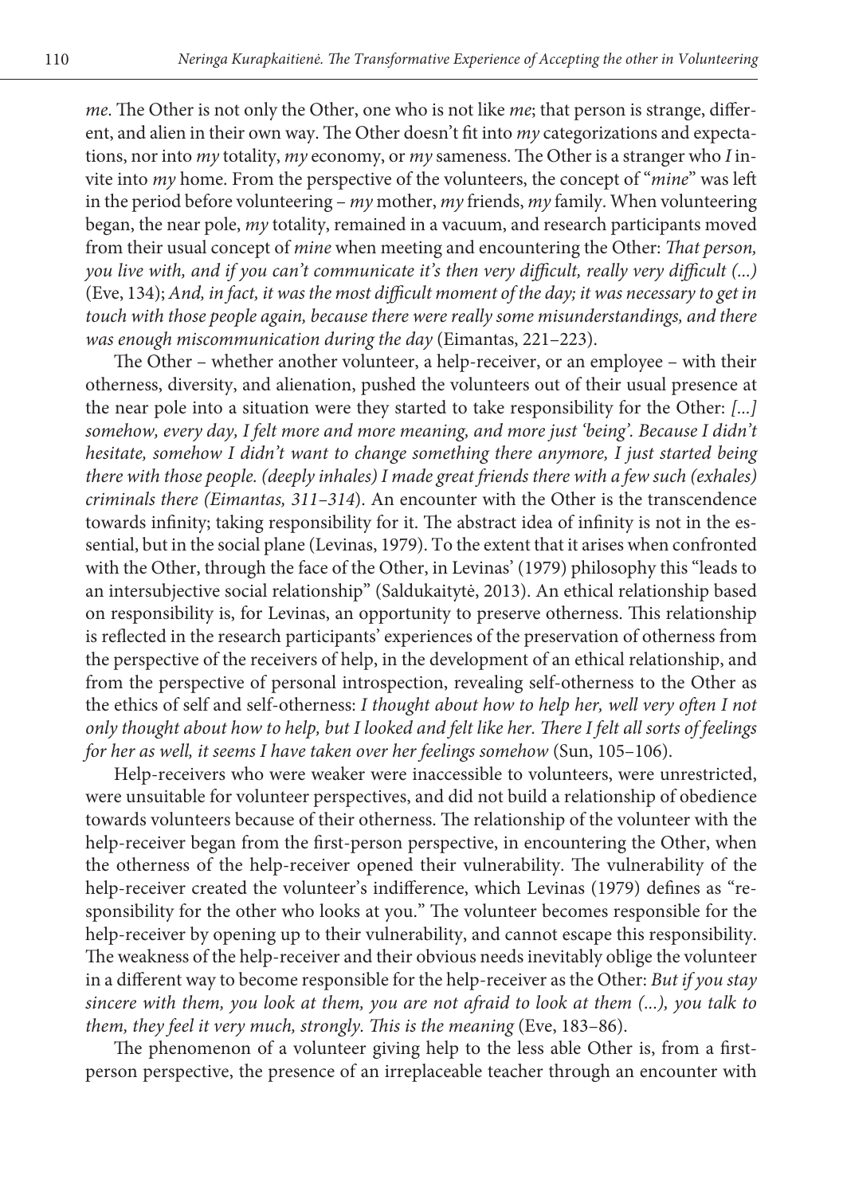*me*. The Other is not only the Other, one who is not like *me*; that person is strange, different, and alien in their own way. The Other doesn't fit into *my* categorizations and expectations, nor into *my* totality, *my* economy, or *my* sameness. The Other is a stranger who *I* invite into *my* home. From the perspective of the volunteers, the concept of "*mine*" was left in the period before volunteering – *my* mother, *my* friends, *my* family. When volunteering began, the near pole, *my* totality, remained in a vacuum, and research participants moved from their usual concept of *mine* when meeting and encountering the Other: *That person, you live with, and if you can't communicate it's then very difficult, really very difficult (...)* (Eve, 134); *And, in fact, it was the most difficult moment of the day; it was necessary to get in touch with those people again, because there were really some misunderstandings, and there was enough miscommunication during the day* (Eimantas, 221–223).

The Other – whether another volunteer, a help-receiver, or an employee – with their otherness, diversity, and alienation, pushed the volunteers out of their usual presence at the near pole into a situation were they started to take responsibility for the Other: *[...] somehow, every day, I felt more and more meaning, and more just 'being'. Because I didn't hesitate, somehow I didn't want to change something there anymore, I just started being there with those people. (deeply inhales) I made great friends there with a few such (exhales) criminals there (Eimantas, 311–314*). An encounter with the Other is the transcendence towards infinity; taking responsibility for it. The abstract idea of infinity is not in the essential, but in the social plane (Levinas, 1979). To the extent that it arises when confronted with the Other, through the face of the Other, in Levinas' (1979) philosophy this "leads to an intersubjective social relationship" (Saldukaitytė, 2013). An ethical relationship based on responsibility is, for Levinas, an opportunity to preserve otherness. This relationship is reflected in the research participants' experiences of the preservation of otherness from the perspective of the receivers of help, in the development of an ethical relationship, and from the perspective of personal introspection, revealing self-otherness to the Other as the ethics of self and self-otherness: *I thought about how to help her, well very often I not only thought about how to help, but I looked and felt like her. There I felt all sorts of feelings for her as well, it seems I have taken over her feelings somehow* (Sun, 105–106).

Help-receivers who were weaker were inaccessible to volunteers, were unrestricted, were unsuitable for volunteer perspectives, and did not build a relationship of obedience towards volunteers because of their otherness. The relationship of the volunteer with the help-receiver began from the first-person perspective, in encountering the Other, when the otherness of the help-receiver opened their vulnerability. The vulnerability of the help-receiver created the volunteer's indifference, which Levinas (1979) defines as "responsibility for the other who looks at you." The volunteer becomes responsible for the help-receiver by opening up to their vulnerability, and cannot escape this responsibility. The weakness of the help-receiver and their obvious needs inevitably oblige the volunteer in a different way to become responsible for the help-receiver as the Other: *But if you stay sincere with them, you look at them, you are not afraid to look at them (...), you talk to them, they feel it very much, strongly. This is the meaning* (Eve, 183–86).

The phenomenon of a volunteer giving help to the less able Other is, from a first-person perspective, the presence of an irreplaceable teacher through an encounter with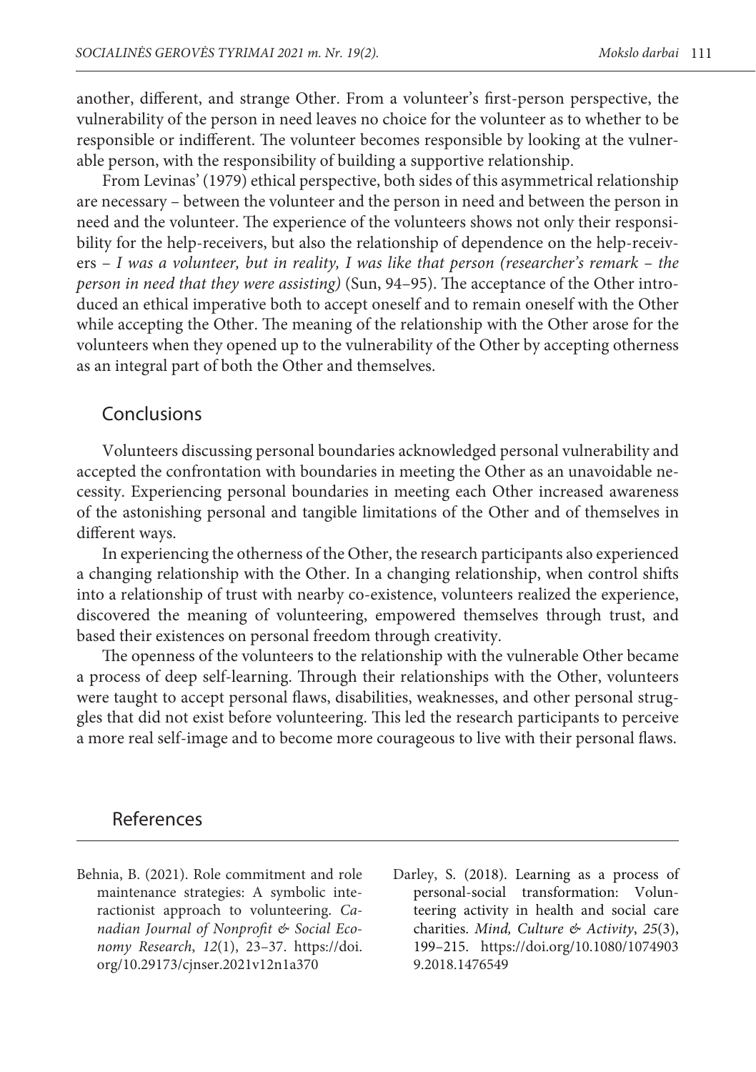another, different, and strange Other. From a volunteer's first-person perspective, the vulnerability of the person in need leaves no choice for the volunteer as to whether to be responsible or indifferent. The volunteer becomes responsible by looking at the vulnerable person, with the responsibility of building a supportive relationship.

From Levinas' (1979) ethical perspective, both sides of this asymmetrical relationship are necessary – between the volunteer and the person in need and between the person in need and the volunteer. The experience of the volunteers shows not only their responsibility for the help-receivers, but also the relationship of dependence on the help-receivers – *I was a volunteer, but in reality, I was like that person (researcher's remark – the person in need that they were assisting)* (Sun, 94–95). The acceptance of the Other introduced an ethical imperative both to accept oneself and to remain oneself with the Other while accepting the Other. The meaning of the relationship with the Other arose for the volunteers when they opened up to the vulnerability of the Other by accepting otherness as an integral part of both the Other and themselves.

## Conclusions

Volunteers discussing personal boundaries acknowledged personal vulnerability and accepted the confrontation with boundaries in meeting the Other as an unavoidable necessity. Experiencing personal boundaries in meeting each Other increased awareness of the astonishing personal and tangible limitations of the Other and of themselves in different ways.

In experiencing the otherness of the Other, the research participants also experienced a changing relationship with the Other. In a changing relationship, when control shifts into a relationship of trust with nearby co-existence, volunteers realized the experience, discovered the meaning of volunteering, empowered themselves through trust, and based their existences on personal freedom through creativity.

The openness of the volunteers to the relationship with the vulnerable Other became a process of deep self-learning. Through their relationships with the Other, volunteers were taught to accept personal flaws, disabilities, weaknesses, and other personal struggles that did not exist before volunteering. This led the research participants to perceive a more real self-image and to become more courageous to live with their personal flaws.

## References

Behnia, B. (2021). Role commitment and role maintenance strategies: A symbolic interactionist approach to volunteering. *Canadian Journal of Nonprofit & Social Economy Research*, *12*(1), 23–37. https://doi.org/10.29173/cjnser.2021v12n1a370

Darley, S. (2018). Learning as a process of personal-social transformation: Volunteering activity in health and social care charities. *Mind, Culture & Activity*, *25*(3), 199–215. https://doi.org/10.1080/10749039.2018.1476549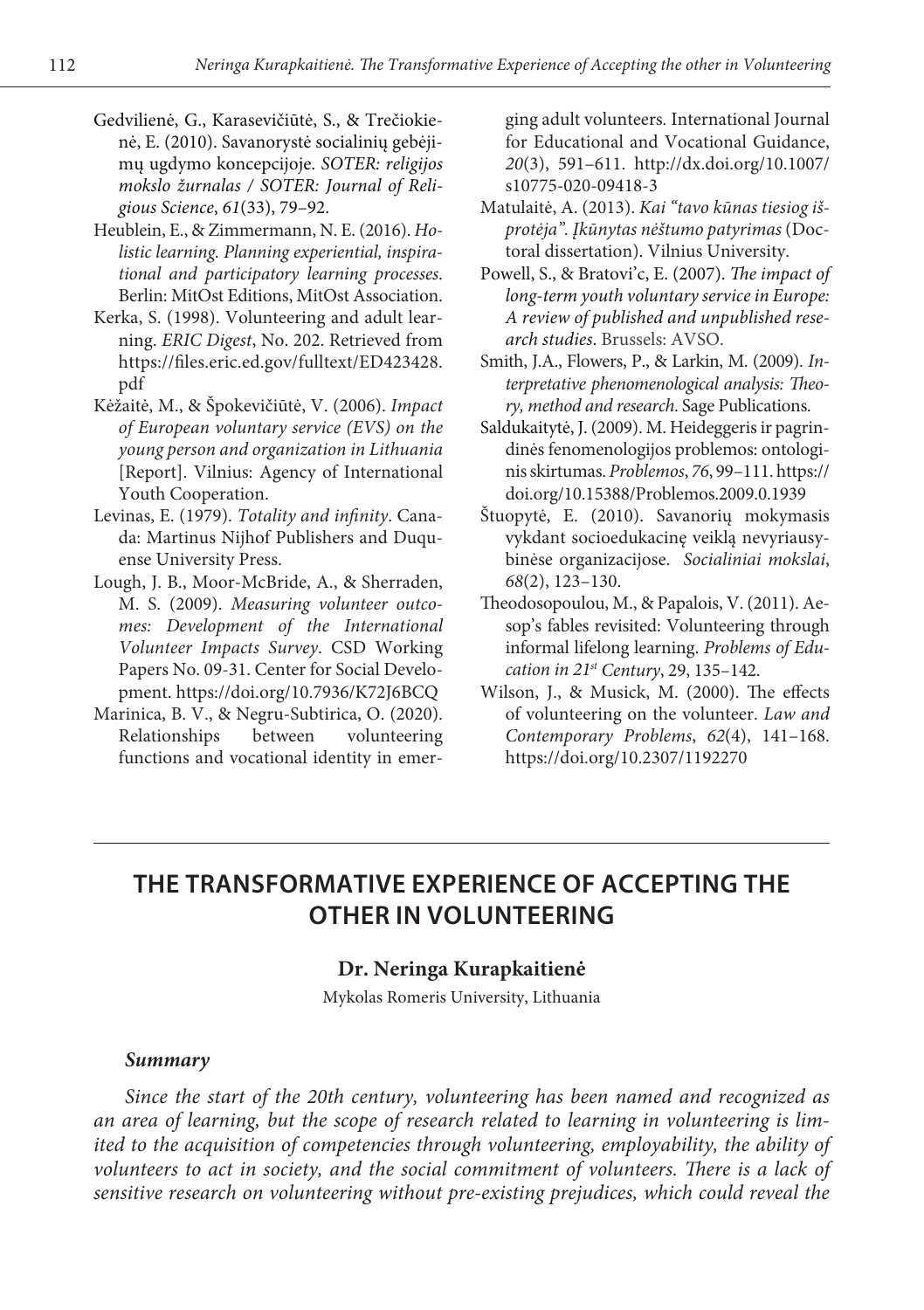Gedvilienė, G., Karasevičiūtė, S., & Trečiokienė, E. (2010). Savanorystė socialinių gebėjimų ugdymo koncepcijoje. *SOTER: religijos mokslo žurnalas / SOTER: Journal of Religious Science*, *61*(33), 79–92.

Heublein, E., & Zimmermann, N. E. (2016). *Holistic learning. Planning experiential, inspirational and participatory learning processes*. Berlin: MitOst Editions, MitOst Association.

Kerka, S. (1998). Volunteering and adult learning. *ERIC Digest*, No. 202. Retrieved from https://files.eric.ed.gov/fulltext/ED423428.pdf

Kėžaitė, M., & Špokevičiūtė, V. (2006). *Impact of European voluntary service (EVS) on the young person and organization in Lithuania* [Report]. Vilnius: Agency of International Youth Cooperation.

Levinas, E. (1979). *Totality and infinity*. Canada: Martinus Nijhof Publishers and Duquense University Press.

Lough, J. B., Moor-McBride, A., & Sherraden, M. S. (2009). *Measuring volunteer outcomes: Development of the International Volunteer Impacts Survey*. CSD Working Papers No. 09-31. Center for Social Development. https://doi.org/10.7936/K72J6BCQ

Marinica, B. V., & Negru-Subtirica, O. (2020). Relationships between volunteering functions and vocational identity in emerging adult volunteers. International Journal for Educational and Vocational Guidance, *20*(3), 591–611. http://dx.doi.org/10.1007/s10775-020-09418-3

Matulaitė, A. (2013). *Kai "tavo kūnas tiesiog išprotėja". Įkūnytas nėštumo patyrimas* (Doctoral dissertation). Vilnius University.

Powell, S., & Bratovi'c, E. (2007). *The impact of long-term youth voluntary service in Europe: A review of published and unpublished research studies*. Brussels: AVSO.

Smith, J.A., Flowers, P., & Larkin, M. (2009). *Interpretative phenomenological analysis: Theory, method and research*. Sage Publications.

Saldukaitytė, J. (2009). M. Heideggeris ir pagrindinės fenomenologijos problemos: ontologinis skirtumas. *Problemos*, *76*, 99–111. https://doi.org/10.15388/Problemos.2009.0.1939

Štuopytė, E. (2010). Savanorių mokymasis vykdant socioedukacinę veiklą nevyriausybinėse organizacijose. *Socialiniai mokslai*, *68*(2), 123–130.

Theodosopoulou, M., & Papalois, V. (2011). Aesop's fables revisited: Volunteering through informal lifelong learning. *Problems of Education in 21st Century*, 29, 135–142.

Wilson, J., & Musick, M. (2000). The effects of volunteering on the volunteer. *Law and Contemporary Problems*, *62*(4), 141–168. https://doi.org/10.2307/1192270

---

# THE TRANSFORMATIVE EXPERIENCE OF ACCEPTING THE OTHER IN VOLUNTEERING

**Dr. Neringa Kurapkaitienė**

Mykolas Romeris University, Lithuania

### *Summary*

*Since the start of the 20th century, volunteering has been named and recognized as an area of learning, but the scope of research related to learning in volunteering is limited to the acquisition of competencies through volunteering, employability, the ability of volunteers to act in society, and the social commitment of volunteers. There is a lack of sensitive research on volunteering without pre-existing prejudices, which could reveal the*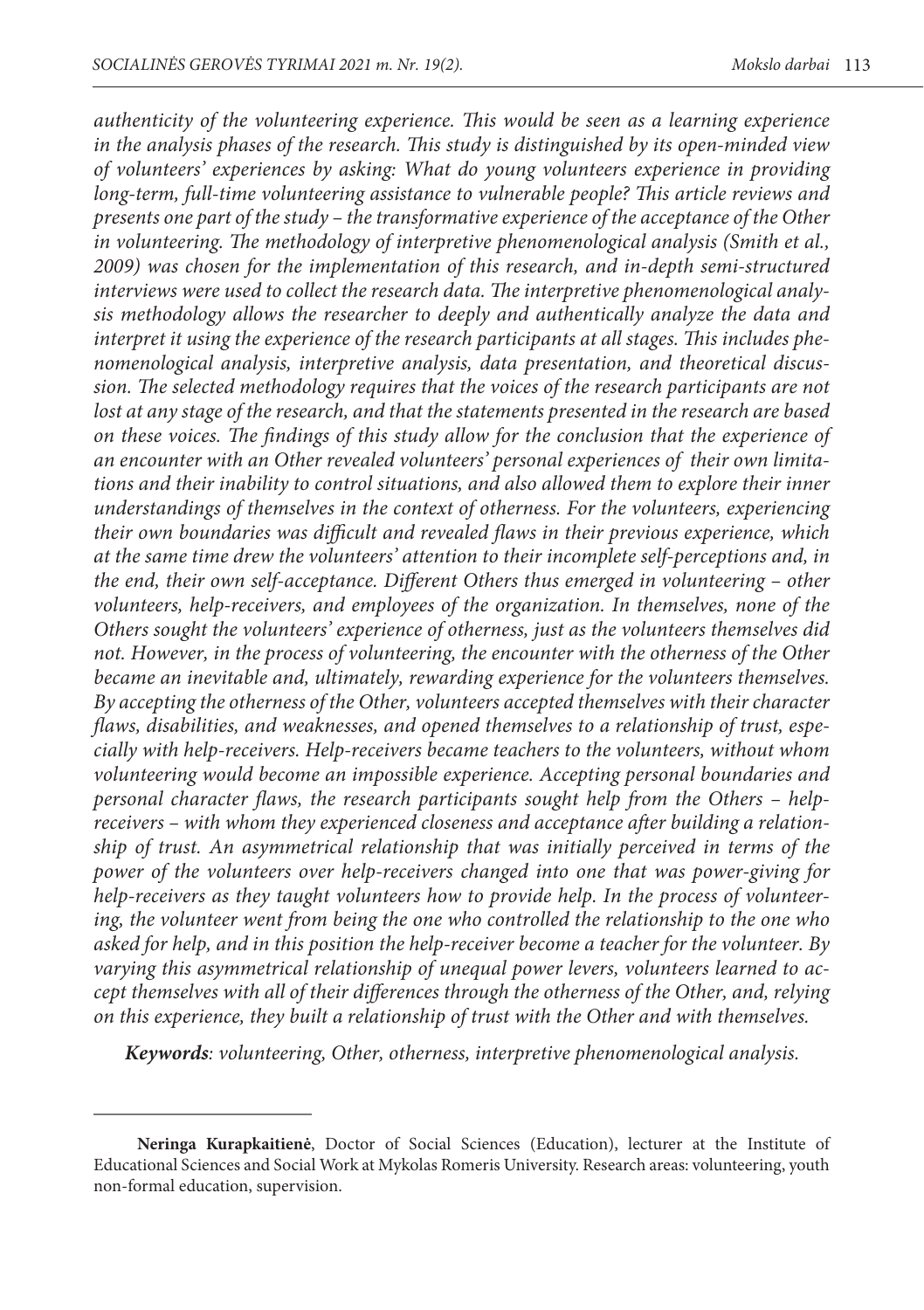*authenticity of the volunteering experience. This would be seen as a learning experience in the analysis phases of the research. This study is distinguished by its open-minded view of volunteers' experiences by asking: What do young volunteers experience in providing long-term, full-time volunteering assistance to vulnerable people? This article reviews and presents one part of the study – the transformative experience of the acceptance of the Other in volunteering. The methodology of interpretive phenomenological analysis (Smith et al., 2009) was chosen for the implementation of this research, and in-depth semi-structured interviews were used to collect the research data. The interpretive phenomenological analysis methodology allows the researcher to deeply and authentically analyze the data and interpret it using the experience of the research participants at all stages. This includes phenomenological analysis, interpretive analysis, data presentation, and theoretical discussion. The selected methodology requires that the voices of the research participants are not lost at any stage of the research, and that the statements presented in the research are based on these voices. The findings of this study allow for the conclusion that the experience of an encounter with an Other revealed volunteers' personal experiences of their own limitations and their inability to control situations, and also allowed them to explore their inner understandings of themselves in the context of otherness. For the volunteers, experiencing their own boundaries was difficult and revealed flaws in their previous experience, which at the same time drew the volunteers' attention to their incomplete self-perceptions and, in the end, their own self-acceptance. Different Others thus emerged in volunteering – other volunteers, help-receivers, and employees of the organization. In themselves, none of the Others sought the volunteers' experience of otherness, just as the volunteers themselves did not. However, in the process of volunteering, the encounter with the otherness of the Other became an inevitable and, ultimately, rewarding experience for the volunteers themselves. By accepting the otherness of the Other, volunteers accepted themselves with their character flaws, disabilities, and weaknesses, and opened themselves to a relationship of trust, especially with help-receivers. Help-receivers became teachers to the volunteers, without whom volunteering would become an impossible experience. Accepting personal boundaries and personal character flaws, the research participants sought help from the Others – help-receivers – with whom they experienced closeness and acceptance after building a relationship of trust. An asymmetrical relationship that was initially perceived in terms of the power of the volunteers over help-receivers changed into one that was power-giving for help-receivers as they taught volunteers how to provide help. In the process of volunteering, the volunteer went from being the one who controlled the relationship to the one who asked for help, and in this position the help-receiver become a teacher for the volunteer. By varying this asymmetrical relationship of unequal power levers, volunteers learned to accept themselves with all of their differences through the otherness of the Other, and, relying on this experience, they built a relationship of trust with the Other and with themselves.*

***Keywords**: volunteering, Other, otherness, interpretive phenomenological analysis.*

---

**Neringa Kurapkaitienė**, Doctor of Social Sciences (Education), lecturer at the Institute of Educational Sciences and Social Work at Mykolas Romeris University. Research areas: volunteering, youth non-formal education, supervision.